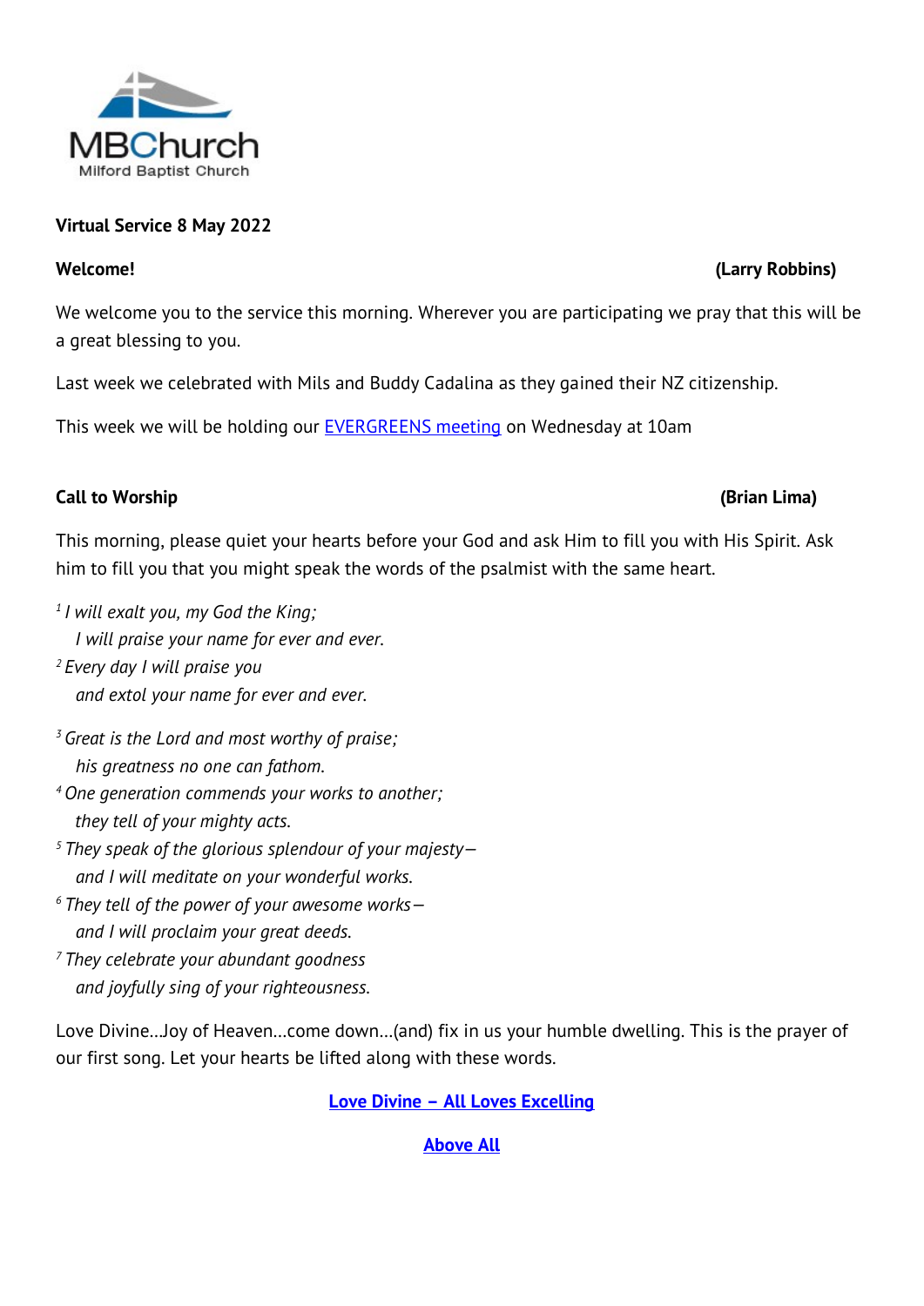MBChurch
Milford Baptist Church

**Virtual Service 8 May 2022**

**Welcome!** **(Larry Robbins)**

We welcome you to the service this morning. Wherever you are participating we pray that this will be a great blessing to you.

Last week we celebrated with Mils and Buddy Cadalina as they gained their NZ citizenship.

This week we will be holding our EVERGREENS meeting on Wednesday at 10am

**Call to Worship** **(Brian Lima)**

This morning, please quiet your hearts before your God and ask Him to fill you with His Spirit. Ask him to fill you that you might speak the words of the psalmist with the same heart.

*1 I will exalt you, my God the King;*
*I will praise your name for ever and ever.*
*2 Every day I will praise you*
*and extol your name for ever and ever.*

*3 Great is the Lord and most worthy of praise;*
*his greatness no one can fathom.*
*4 One generation commends your works to another;*
*they tell of your mighty acts.*
*5 They speak of the glorious splendour of your majesty—*
*and I will meditate on your wonderful works.*
*6 They tell of the power of your awesome works—*
*and I will proclaim your great deeds.*
*7 They celebrate your abundant goodness*
*and joyfully sing of your righteousness.*

Love Divine...Joy of Heaven...come down...(and) fix in us your humble dwelling. This is the prayer of our first song. Let your hearts be lifted along with these words.

**Love Divine – All Loves Excelling**

**Above All**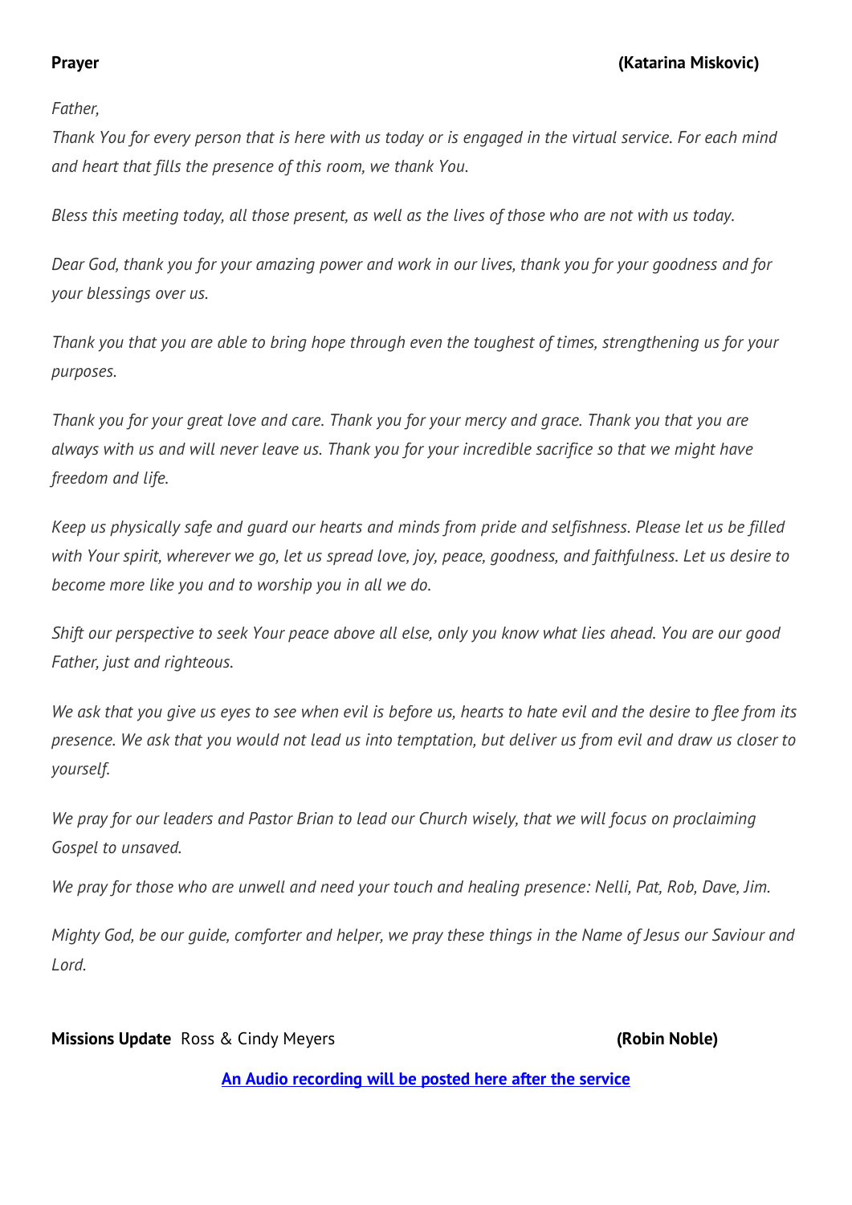**Prayer** **(Katarina Miskovic)**

*Father,*

*Thank You for every person that is here with us today or is engaged in the virtual service. For each mind and heart that fills the presence of this room, we thank You.*

*Bless this meeting today, all those present, as well as the lives of those who are not with us today.*

*Dear God, thank you for your amazing power and work in our lives, thank you for your goodness and for your blessings over us.*

*Thank you that you are able to bring hope through even the toughest of times, strengthening us for your purposes.*

*Thank you for your great love and care. Thank you for your mercy and grace. Thank you that you are always with us and will never leave us. Thank you for your incredible sacrifice so that we might have freedom and life.*

*Keep us physically safe and guard our hearts and minds from pride and selfishness. Please let us be filled with Your spirit, wherever we go, let us spread love, joy, peace, goodness, and faithfulness. Let us desire to become more like you and to worship you in all we do.*

*Shift our perspective to seek Your peace above all else, only you know what lies ahead. You are our good Father, just and righteous.*

*We ask that you give us eyes to see when evil is before us, hearts to hate evil and the desire to flee from its presence. We ask that you would not lead us into temptation, but deliver us from evil and draw us closer to yourself.*

*We pray for our leaders and Pastor Brian to lead our Church wisely, that we will focus on proclaiming Gospel to unsaved.*

*We pray for those who are unwell and need your touch and healing presence: Nelli, Pat, Rob, Dave, Jim.*

*Mighty God, be our guide, comforter and helper, we pray these things in the Name of Jesus our Saviour and Lord.*

**Missions Update** Ross & Cindy Meyers **(Robin Noble)**

**An Audio recording will be posted here after the service**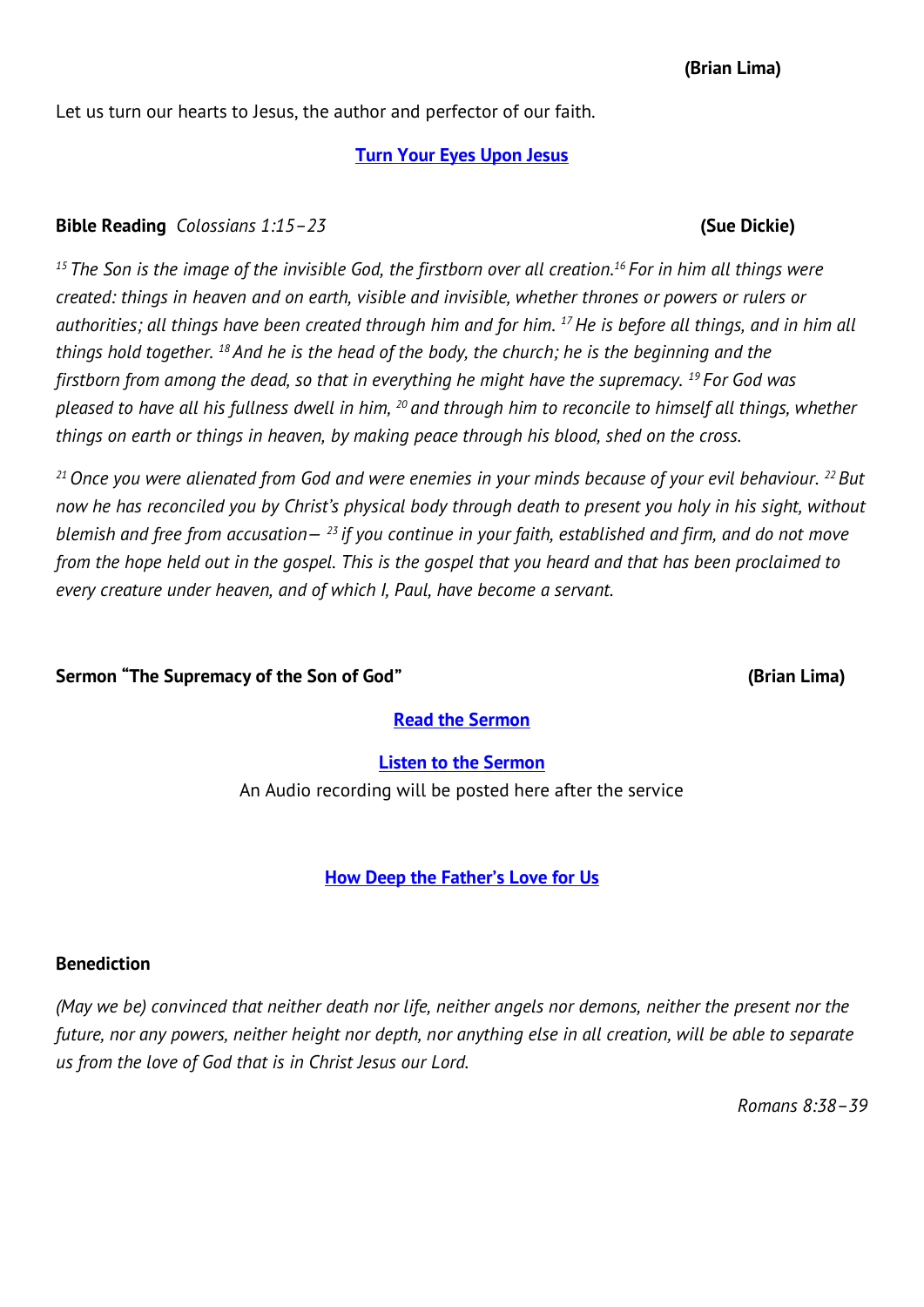**(Brian Lima)**

Let us turn our hearts to Jesus, the author and perfector of our faith.

**Turn Your Eyes Upon Jesus**

**Bible Reading** *Colossians 1:15–23* **(Sue Dickie)**

*[15] The Son is the image of the invisible God, the firstborn over all creation.[16] For in him all things were created: things in heaven and on earth, visible and invisible, whether thrones or powers or rulers or authorities; all things have been created through him and for him. [17] He is before all things, and in him all things hold together. [18] And he is the head of the body, the church; he is the beginning and the firstborn from among the dead, so that in everything he might have the supremacy. [19] For God was pleased to have all his fullness dwell in him, [20] and through him to reconcile to himself all things, whether things on earth or things in heaven, by making peace through his blood, shed on the cross.*

*[21] Once you were alienated from God and were enemies in your minds because of your evil behaviour. [22] But now he has reconciled you by Christ's physical body through death to present you holy in his sight, without blemish and free from accusation— [23] if you continue in your faith, established and firm, and do not move from the hope held out in the gospel. This is the gospel that you heard and that has been proclaimed to every creature under heaven, and of which I, Paul, have become a servant.*

**Sermon "The Supremacy of the Son of God"** **(Brian Lima)**

**Read the Sermon**

**Listen to the Sermon**

An Audio recording will be posted here after the service

**How Deep the Father's Love for Us**

**Benediction**

*(May we be) convinced that neither death nor life, neither angels nor demons, neither the present nor the future, nor any powers, neither height nor depth, nor anything else in all creation, will be able to separate us from the love of God that is in Christ Jesus our Lord.*

*Romans 8:38–39*